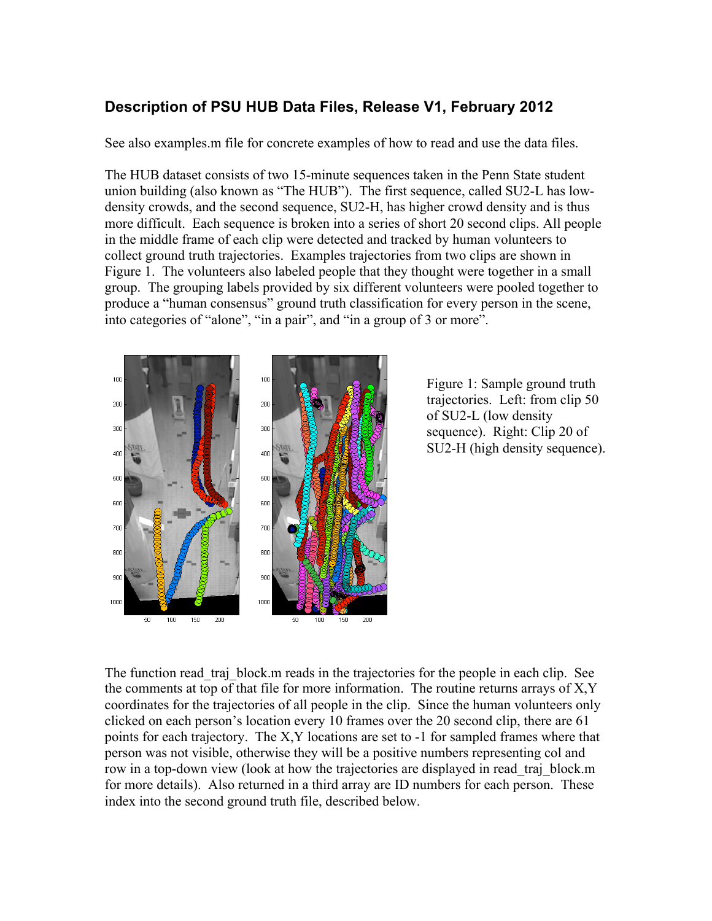## Description of PSU HUB Data Files, Release V1, February 2012

See also examples.m file for concrete examples of how to read and use the data files.

The HUB dataset consists of two 15-minute sequences taken in the Penn State student union building (also known as "The HUB"). The first sequence, called SU2-L has low-density crowds, and the second sequence, SU2-H, has higher crowd density and is thus more difficult. Each sequence is broken into a series of short 20 second clips. All people in the middle frame of each clip were detected and tracked by human volunteers to collect ground truth trajectories. Examples trajectories from two clips are shown in Figure 1. The volunteers also labeled people that they thought were together in a small group. The grouping labels provided by six different volunteers were pooled together to produce a "human consensus" ground truth classification for every person in the scene, into categories of "alone", "in a pair", and "in a group of 3 or more".

Figure 1: Sample ground truth trajectories. Left: from clip 50 of SU2-L (low density sequence). Right: Clip 20 of SU2-H (high density sequence).

The function read_traj_block.m reads in the trajectories for the people in each clip. See the comments at top of that file for more information. The routine returns arrays of X,Y coordinates for the trajectories of all people in the clip. Since the human volunteers only clicked on each person's location every 10 frames over the 20 second clip, there are 61 points for each trajectory. The X,Y locations are set to -1 for sampled frames where that person was not visible, otherwise they will be a positive numbers representing col and row in a top-down view (look at how the trajectories are displayed in read_traj_block.m for more details). Also returned in a third array are ID numbers for each person. These index into the second ground truth file, described below.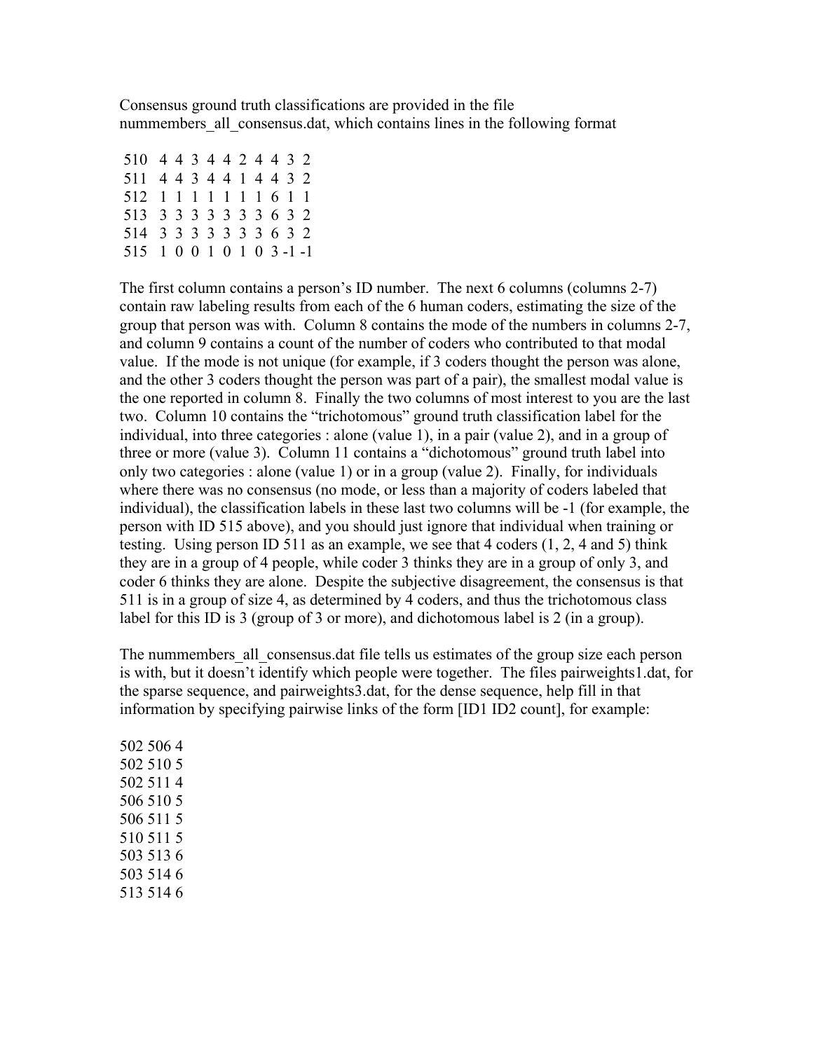Consensus ground truth classifications are provided in the file nummembers_all_consensus.dat, which contains lines in the following format

```
 510   4  4  3  4  4  2  4  4  3  2
 511   4  4  3  4  4  1  4  4  3  2
 512   1  1  1  1  1  1  1  6  1  1
 513   3  3  3  3  3  3  3  6  3  2
 514   3  3  3  3  3  3  3  6  3  2
 515   1  0  0  1  0  1  0  3 -1 -1
```

The first column contains a person's ID number. The next 6 columns (columns 2-7) contain raw labeling results from each of the 6 human coders, estimating the size of the group that person was with. Column 8 contains the mode of the numbers in columns 2-7, and column 9 contains a count of the number of coders who contributed to that modal value. If the mode is not unique (for example, if 3 coders thought the person was alone, and the other 3 coders thought the person was part of a pair), the smallest modal value is the one reported in column 8. Finally the two columns of most interest to you are the last two. Column 10 contains the "trichotomous" ground truth classification label for the individual, into three categories : alone (value 1), in a pair (value 2), and in a group of three or more (value 3). Column 11 contains a "dichotomous" ground truth label into only two categories : alone (value 1) or in a group (value 2). Finally, for individuals where there was no consensus (no mode, or less than a majority of coders labeled that individual), the classification labels in these last two columns will be -1 (for example, the person with ID 515 above), and you should just ignore that individual when training or testing. Using person ID 511 as an example, we see that 4 coders (1, 2, 4 and 5) think they are in a group of 4 people, while coder 3 thinks they are in a group of only 3, and coder 6 thinks they are alone. Despite the subjective disagreement, the consensus is that 511 is in a group of size 4, as determined by 4 coders, and thus the trichotomous class label for this ID is 3 (group of 3 or more), and dichotomous label is 2 (in a group).

The nummembers_all_consensus.dat file tells us estimates of the group size each person is with, but it doesn't identify which people were together. The files pairweights1.dat, for the sparse sequence, and pairweights3.dat, for the dense sequence, help fill in that information by specifying pairwise links of the form [ID1 ID2 count], for example:

```
502 506 4
502 510 5
502 511 4
506 510 5
506 511 5
510 511 5
503 513 6
503 514 6
513 514 6
```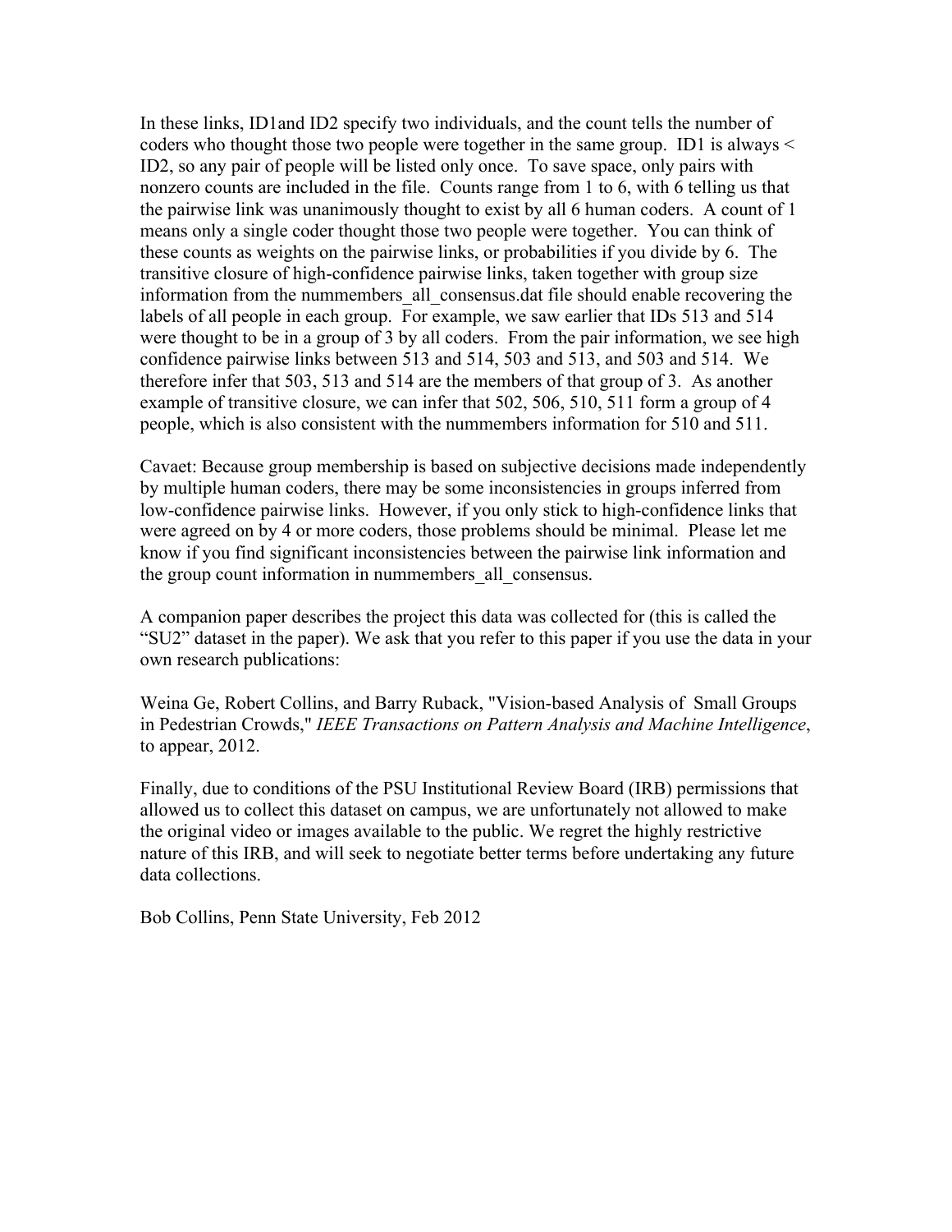In these links, ID1and ID2 specify two individuals, and the count tells the number of coders who thought those two people were together in the same group. ID1 is always < ID2, so any pair of people will be listed only once. To save space, only pairs with nonzero counts are included in the file. Counts range from 1 to 6, with 6 telling us that the pairwise link was unanimously thought to exist by all 6 human coders. A count of 1 means only a single coder thought those two people were together. You can think of these counts as weights on the pairwise links, or probabilities if you divide by 6. The transitive closure of high-confidence pairwise links, taken together with group size information from the nummembers_all_consensus.dat file should enable recovering the labels of all people in each group. For example, we saw earlier that IDs 513 and 514 were thought to be in a group of 3 by all coders. From the pair information, we see high confidence pairwise links between 513 and 514, 503 and 513, and 503 and 514. We therefore infer that 503, 513 and 514 are the members of that group of 3. As another example of transitive closure, we can infer that 502, 506, 510, 511 form a group of 4 people, which is also consistent with the nummembers information for 510 and 511.

Cavaet: Because group membership is based on subjective decisions made independently by multiple human coders, there may be some inconsistencies in groups inferred from low-confidence pairwise links. However, if you only stick to high-confidence links that were agreed on by 4 or more coders, those problems should be minimal. Please let me know if you find significant inconsistencies between the pairwise link information and the group count information in nummembers_all_consensus.

A companion paper describes the project this data was collected for (this is called the "SU2" dataset in the paper). We ask that you refer to this paper if you use the data in your own research publications:

Weina Ge, Robert Collins, and Barry Ruback, "Vision-based Analysis of Small Groups in Pedestrian Crowds," *IEEE Transactions on Pattern Analysis and Machine Intelligence*, to appear, 2012.

Finally, due to conditions of the PSU Institutional Review Board (IRB) permissions that allowed us to collect this dataset on campus, we are unfortunately not allowed to make the original video or images available to the public. We regret the highly restrictive nature of this IRB, and will seek to negotiate better terms before undertaking any future data collections.

Bob Collins, Penn State University, Feb 2012